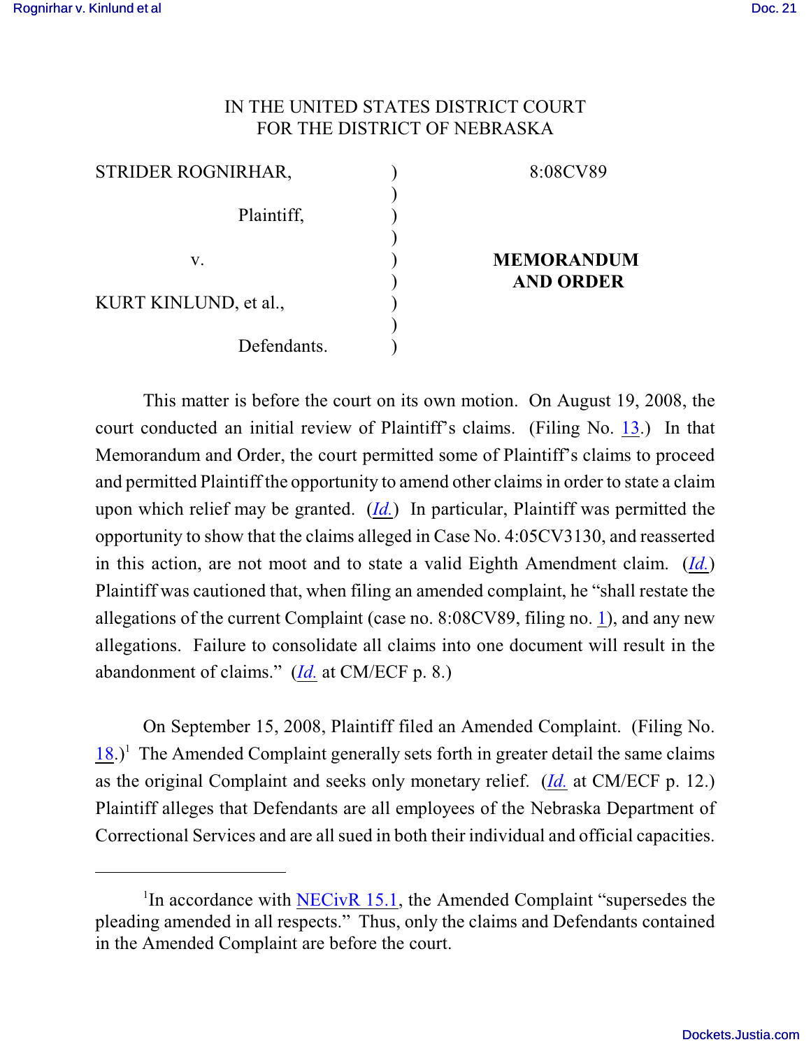IN THE UNITED STATES DISTRICT COURT
FOR THE DISTRICT OF NEBRASKA

| | | |
|---|---|---|
| STRIDER ROGNIRHAR, | ) | 8:08CV89 |
| Plaintiff, | ) | |
| v. | ) | **MEMORANDUM AND ORDER** |
| KURT KINLUND, et al., | ) | |
| Defendants. | ) | |

This matter is before the court on its own motion. On August 19, 2008, the court conducted an initial review of Plaintiff's claims. (Filing No. 13.) In that Memorandum and Order, the court permitted some of Plaintiff's claims to proceed and permitted Plaintiff the opportunity to amend other claims in order to state a claim upon which relief may be granted. (*Id.*) In particular, Plaintiff was permitted the opportunity to show that the claims alleged in Case No. 4:05CV3130, and reasserted in this action, are not moot and to state a valid Eighth Amendment claim. (*Id.*) Plaintiff was cautioned that, when filing an amended complaint, he "shall restate the allegations of the current Complaint (case no. 8:08CV89, filing no. 1), and any new allegations. Failure to consolidate all claims into one document will result in the abandonment of claims." (*Id.* at CM/ECF p. 8.)

On September 15, 2008, Plaintiff filed an Amended Complaint. (Filing No. 18.)[1] The Amended Complaint generally sets forth in greater detail the same claims as the original Complaint and seeks only monetary relief. (*Id.* at CM/ECF p. 12.) Plaintiff alleges that Defendants are all employees of the Nebraska Department of Correctional Services and are all sued in both their individual and official capacities.

---

[1] In accordance with NECivR 15.1, the Amended Complaint "supersedes the pleading amended in all respects." Thus, only the claims and Defendants contained in the Amended Complaint are before the court.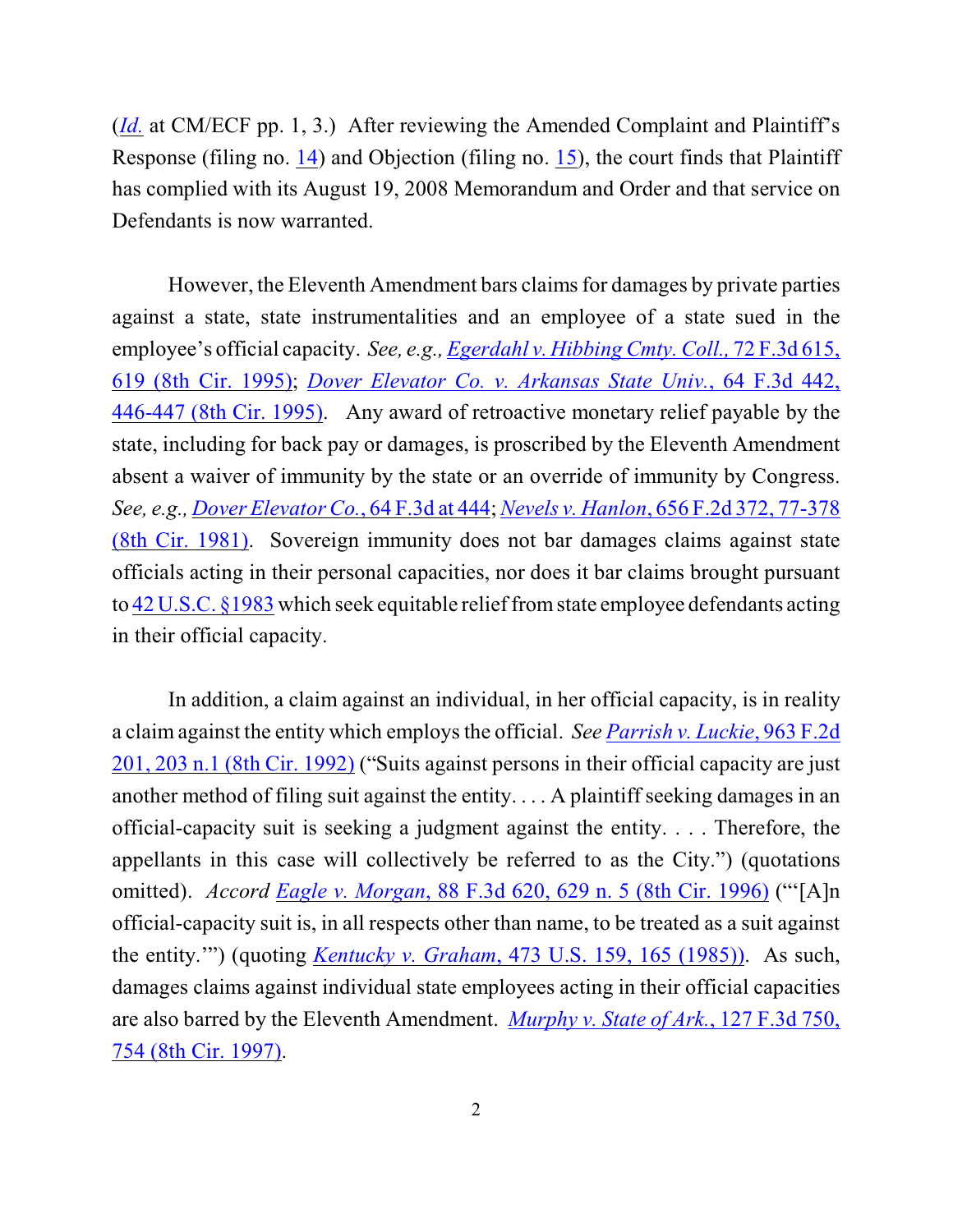(*Id.* at CM/ECF pp. 1, 3.) After reviewing the Amended Complaint and Plaintiff's Response (filing no. 14) and Objection (filing no. 15), the court finds that Plaintiff has complied with its August 19, 2008 Memorandum and Order and that service on Defendants is now warranted.

However, the Eleventh Amendment bars claims for damages by private parties against a state, state instrumentalities and an employee of a state sued in the employee's official capacity. *See, e.g., Egerdahl v. Hibbing Cmty. Coll.,* 72 F.3d 615, 619 (8th Cir. 1995); *Dover Elevator Co. v. Arkansas State Univ.*, 64 F.3d 442, 446-447 (8th Cir. 1995). Any award of retroactive monetary relief payable by the state, including for back pay or damages, is proscribed by the Eleventh Amendment absent a waiver of immunity by the state or an override of immunity by Congress. *See, e.g., Dover Elevator Co.*, 64 F.3d at 444; *Nevels v. Hanlon*, 656 F.2d 372, 77-378 (8th Cir. 1981). Sovereign immunity does not bar damages claims against state officials acting in their personal capacities, nor does it bar claims brought pursuant to 42 U.S.C. §1983 which seek equitable relief from state employee defendants acting in their official capacity.

In addition, a claim against an individual, in her official capacity, is in reality a claim against the entity which employs the official. *See Parrish v. Luckie*, 963 F.2d 201, 203 n.1 (8th Cir. 1992) ("Suits against persons in their official capacity are just another method of filing suit against the entity. . . . A plaintiff seeking damages in an official-capacity suit is seeking a judgment against the entity. . . . Therefore, the appellants in this case will collectively be referred to as the City.") (quotations omitted). *Accord Eagle v. Morgan*, 88 F.3d 620, 629 n. 5 (8th Cir. 1996) ("'[A]n official-capacity suit is, in all respects other than name, to be treated as a suit against the entity.'") (quoting *Kentucky v. Graham*, 473 U.S. 159, 165 (1985)). As such, damages claims against individual state employees acting in their official capacities are also barred by the Eleventh Amendment. *Murphy v. State of Ark.*, 127 F.3d 750, 754 (8th Cir. 1997).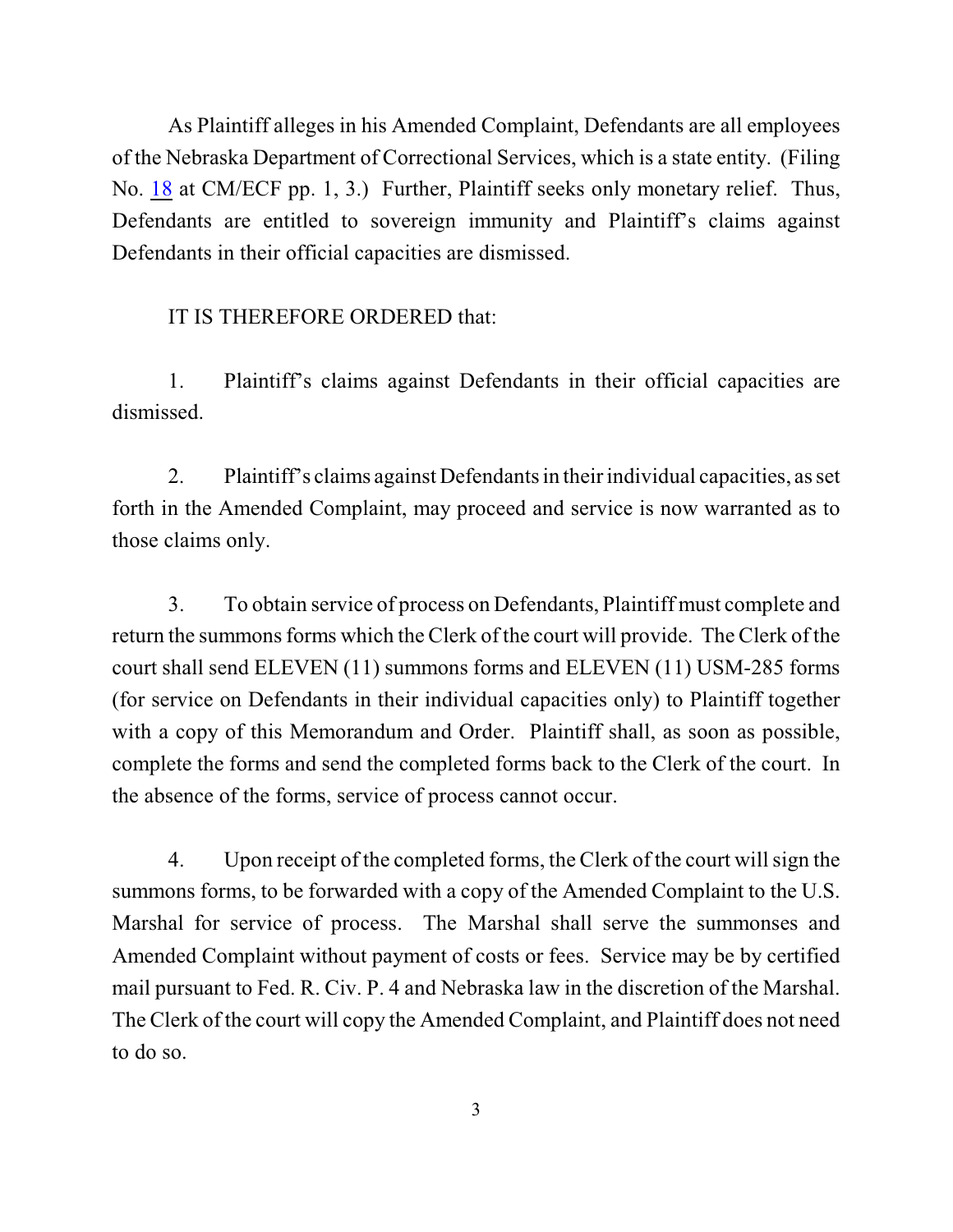As Plaintiff alleges in his Amended Complaint, Defendants are all employees of the Nebraska Department of Correctional Services, which is a state entity. (Filing No. 18 at CM/ECF pp. 1, 3.) Further, Plaintiff seeks only monetary relief. Thus, Defendants are entitled to sovereign immunity and Plaintiff's claims against Defendants in their official capacities are dismissed.

IT IS THEREFORE ORDERED that:

1. Plaintiff's claims against Defendants in their official capacities are dismissed.

2. Plaintiff's claims against Defendants in their individual capacities, as set forth in the Amended Complaint, may proceed and service is now warranted as to those claims only.

3. To obtain service of process on Defendants, Plaintiff must complete and return the summons forms which the Clerk of the court will provide. The Clerk of the court shall send ELEVEN (11) summons forms and ELEVEN (11) USM-285 forms (for service on Defendants in their individual capacities only) to Plaintiff together with a copy of this Memorandum and Order. Plaintiff shall, as soon as possible, complete the forms and send the completed forms back to the Clerk of the court. In the absence of the forms, service of process cannot occur.

4. Upon receipt of the completed forms, the Clerk of the court will sign the summons forms, to be forwarded with a copy of the Amended Complaint to the U.S. Marshal for service of process. The Marshal shall serve the summonses and Amended Complaint without payment of costs or fees. Service may be by certified mail pursuant to Fed. R. Civ. P. 4 and Nebraska law in the discretion of the Marshal. The Clerk of the court will copy the Amended Complaint, and Plaintiff does not need to do so.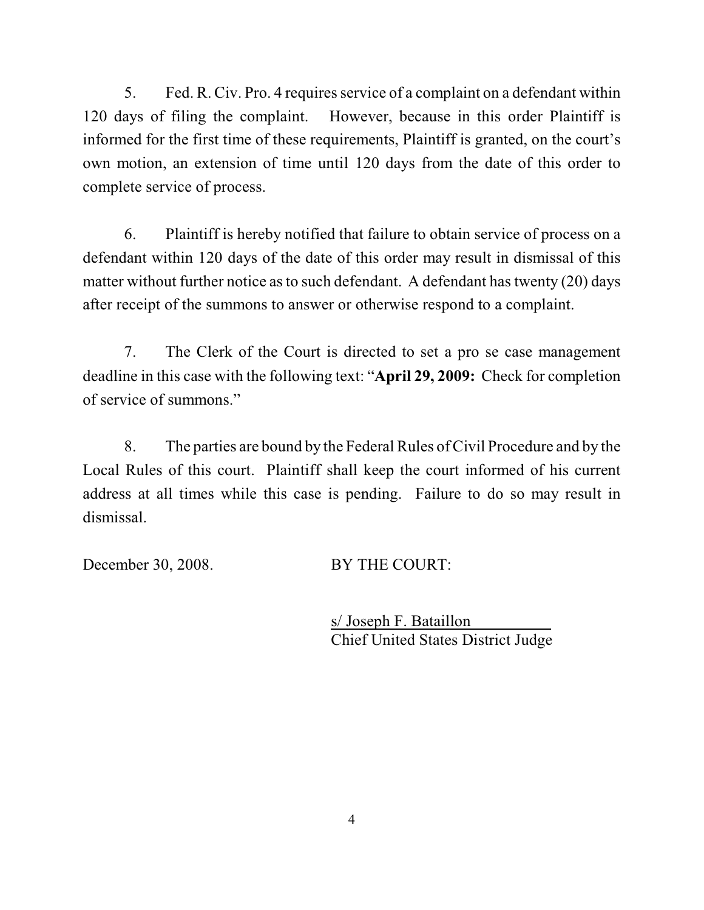5. Fed. R. Civ. Pro. 4 requires service of a complaint on a defendant within 120 days of filing the complaint. However, because in this order Plaintiff is informed for the first time of these requirements, Plaintiff is granted, on the court's own motion, an extension of time until 120 days from the date of this order to complete service of process.

6. Plaintiff is hereby notified that failure to obtain service of process on a defendant within 120 days of the date of this order may result in dismissal of this matter without further notice as to such defendant. A defendant has twenty (20) days after receipt of the summons to answer or otherwise respond to a complaint.

7. The Clerk of the Court is directed to set a pro se case management deadline in this case with the following text: "**April 29, 2009:** Check for completion of service of summons."

8. The parties are bound by the Federal Rules of Civil Procedure and by the Local Rules of this court. Plaintiff shall keep the court informed of his current address at all times while this case is pending. Failure to do so may result in dismissal.

December 30, 2008. BY THE COURT:

s/ Joseph F. Bataillon
Chief United States District Judge